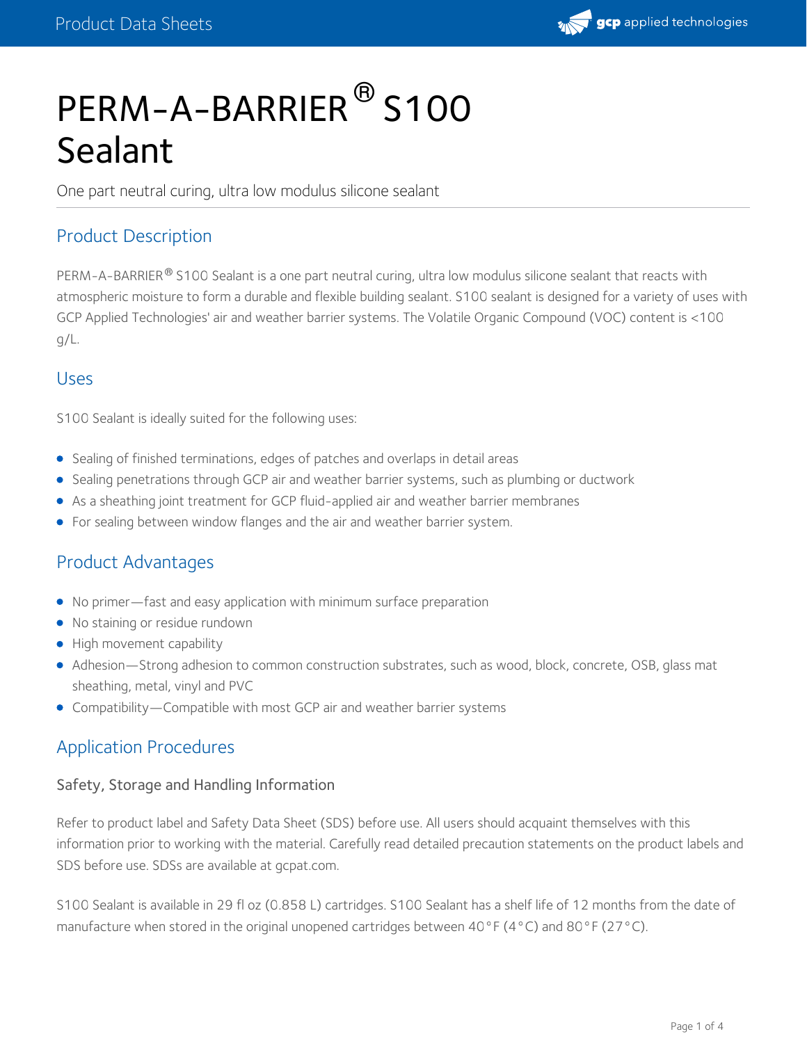# PERM-A-BARRIER® S100 Sealant

One part neutral curing, ultra low modulus silicone sealant

## Product Description

PERM-A-BARRIER® S100 Sealant is a one part neutral curing, ultra low modulus silicone sealant that reacts with atmospheric moisture to form a durable and flexible building sealant. S100 sealant is designed for a variety of uses with GCP Applied Technologies' air and weather barrier systems. The Volatile Organic Compound (VOC) content is <100 g/L.

## Uses

S100 Sealant is ideally suited for the following uses:

- Sealing of finished terminations, edges of patches and overlaps in detail areas
- Sealing penetrations through GCP air and weather barrier systems, such as plumbing or ductwork
- As a sheathing joint treatment for GCP fluid-applied air and weather barrier membranes
- For sealing between window flanges and the air and weather barrier system.

## Product Advantages

- No primer—fast and easy application with minimum surface preparation
- No staining or residue rundown
- High movement capability
- Adhesion—Strong adhesion to common construction substrates, such as wood, block, concrete, OSB, glass mat sheathing, metal, vinyl and PVC
- Compatibility—Compatible with most GCP air and weather barrier systems

## Application Procedures

### Safety, Storage and Handling Information

Refer to product label and Safety Data Sheet (SDS) before use. All users should acquaint themselves with this information prior to working with the material. Carefully read detailed precaution statements on the product labels and SDS before use. SDSs are available at gcpat.com.

S100 Sealant is available in 29 fl oz (0.858 L) cartridges. S100 Sealant has a shelf life of 12 months from the date of manufacture when stored in the original unopened cartridges between 40°F (4°C) and 80°F (27°C).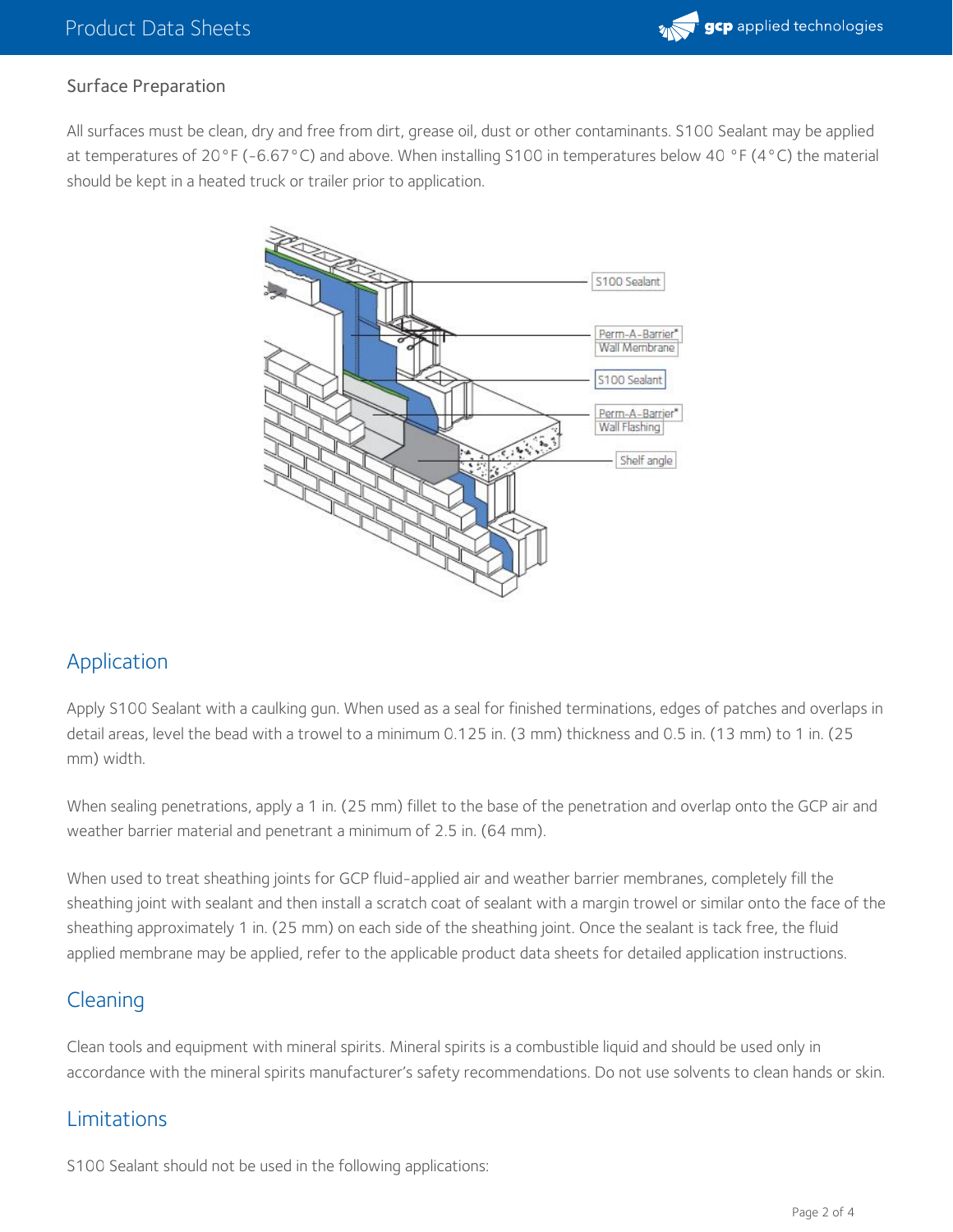### Surface Preparation

All surfaces must be clean, dry and free from dirt, grease oil, dust or other contaminants. S100 Sealant may be applied at temperatures of 20°F (-6.67°C) and above. When installing S100 in temperatures below 40 °F (4°C) the material should be kept in a heated truck or trailer prior to application.

S100 Sealant

Perm-A-Barrier® Wall Membrane

S100 Sealant

Perm-A-Barrier® Wall Flashing

Shelf angle

## Application

Apply S100 Sealant with a caulking gun. When used as a seal for finished terminations, edges of patches and overlaps in detail areas, level the bead with a trowel to a minimum 0.125 in. (3 mm) thickness and 0.5 in. (13 mm) to 1 in. (25 mm) width.

When sealing penetrations, apply a 1 in. (25 mm) fillet to the base of the penetration and overlap onto the GCP air and weather barrier material and penetrant a minimum of 2.5 in. (64 mm).

When used to treat sheathing joints for GCP fluid-applied air and weather barrier membranes, completely fill the sheathing joint with sealant and then install a scratch coat of sealant with a margin trowel or similar onto the face of the sheathing approximately 1 in. (25 mm) on each side of the sheathing joint. Once the sealant is tack free, the fluid applied membrane may be applied, refer to the applicable product data sheets for detailed application instructions.

## Cleaning

Clean tools and equipment with mineral spirits. Mineral spirits is a combustible liquid and should be used only in accordance with the mineral spirits manufacturer's safety recommendations. Do not use solvents to clean hands or skin.

## Limitations

S100 Sealant should not be used in the following applications: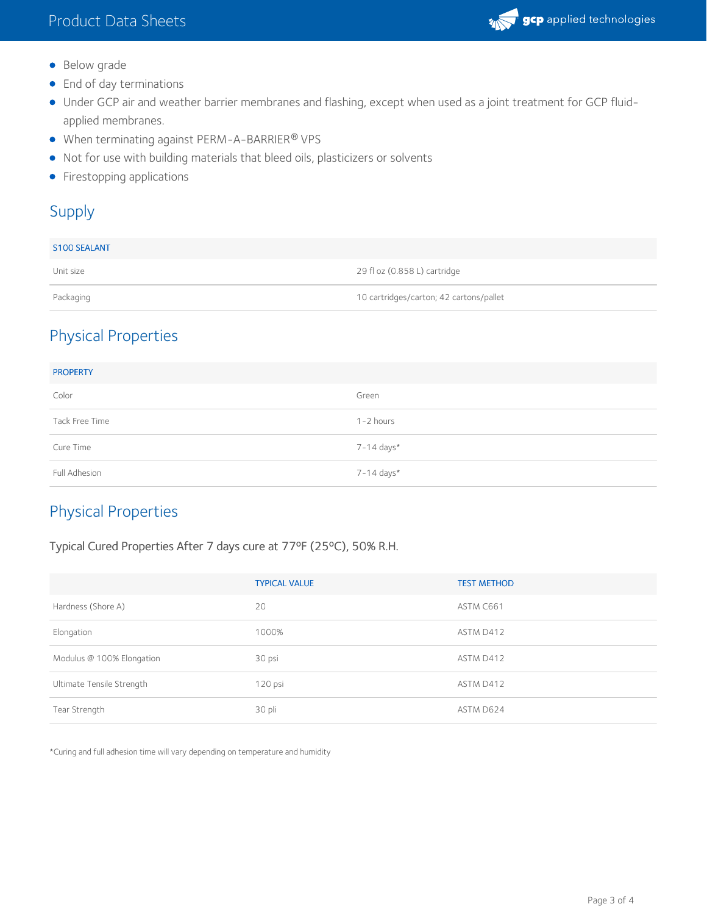- Below grade
- End of day terminations
- Under GCP air and weather barrier membranes and flashing, except when used as a joint treatment for GCP fluid-applied membranes.
- When terminating against PERM-A-BARRIER® VPS
- Not for use with building materials that bleed oils, plasticizers or solvents
- Firestopping applications

## Supply

| S100 SEALANT | |
|---|---|
| Unit size | 29 fl oz (0.858 L) cartridge |
| Packaging | 10 cartridges/carton; 42 cartons/pallet |

## Physical Properties

| PROPERTY | |
|---|---|
| Color | Green |
| Tack Free Time | 1-2 hours |
| Cure Time | 7-14 days* |
| Full Adhesion | 7-14 days* |

## Physical Properties

Typical Cured Properties After 7 days cure at 77ºF (25ºC), 50% R.H.

| | TYPICAL VALUE | TEST METHOD |
|---|---|---|
| Hardness (Shore A) | 20 | ASTM C661 |
| Elongation | 1000% | ASTM D412 |
| Modulus @ 100% Elongation | 30 psi | ASTM D412 |
| Ultimate Tensile Strength | 120 psi | ASTM D412 |
| Tear Strength | 30 pli | ASTM D624 |

*Curing and full adhesion time will vary depending on temperature and humidity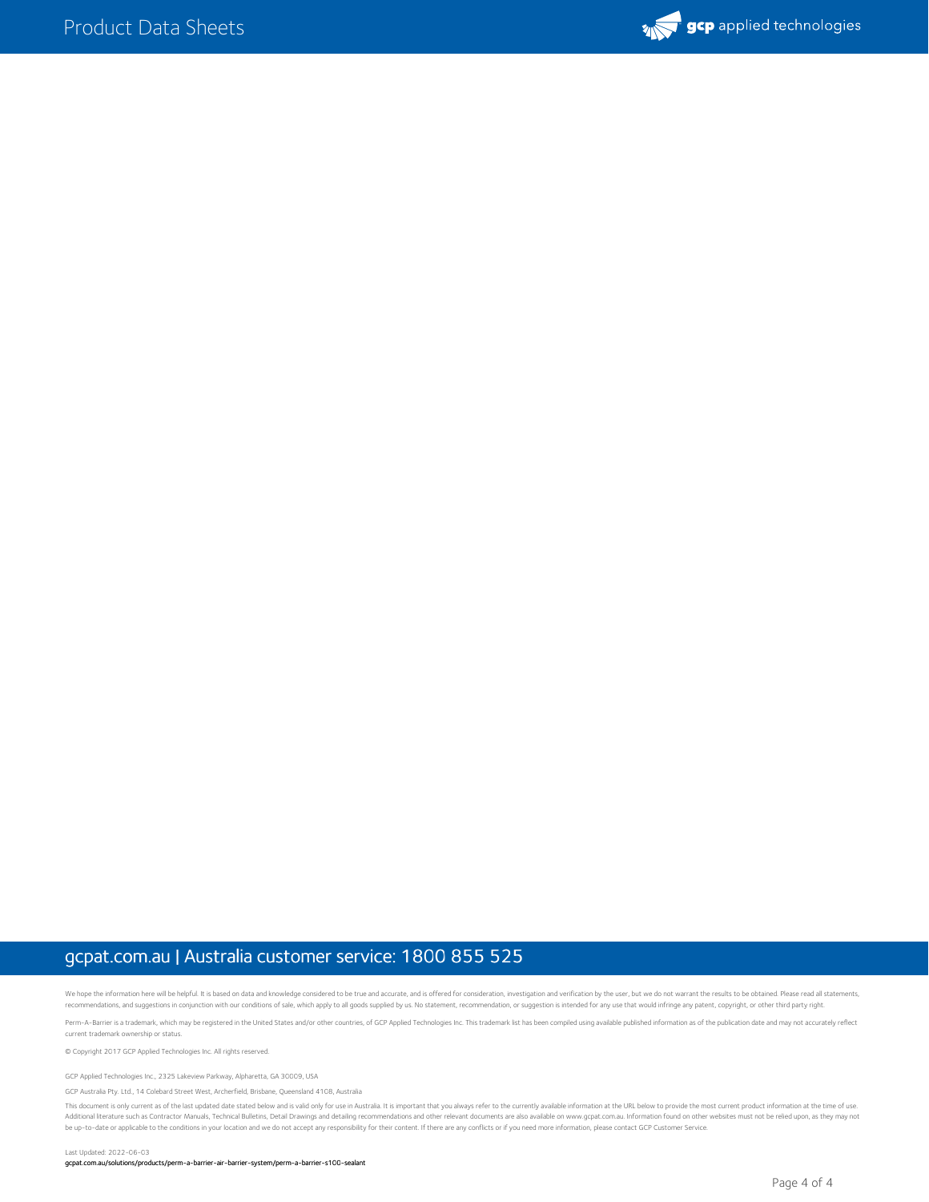## gcpat.com.au | Australia customer service: 1800 855 525

We hope the information here will be helpful. It is based on data and knowledge considered to be true and accurate, and is offered for consideration, investigation and verification by the user, but we do not warrant the results to be obtained. Please read all statements, recommendations, and suggestions in conjunction with our conditions of sale, which apply to all goods supplied by us. No statement, recommendation, or suggestion is intended for any use that would infringe any patent, copyright, or other third party right.

Perm-A-Barrier is a trademark, which may be registered in the United States and/or other countries, of GCP Applied Technologies Inc. This trademark list has been compiled using available published information as of the publication date and may not accurately reflect current trademark ownership or status.

© Copyright 2017 GCP Applied Technologies Inc. All rights reserved.

GCP Applied Technologies Inc., 2325 Lakeview Parkway, Alpharetta, GA 30009, USA

GCP Australia Pty. Ltd., 14 Colebard Street West, Archerfield, Brisbane, Queensland 4108, Australia

This document is only current as of the last updated date stated below and is valid only for use in Australia. It is important that you always refer to the currently available information at the URL below to provide the most current product information at the time of use. Additional literature such as Contractor Manuals, Technical Bulletins, Detail Drawings and detailing recommendations and other relevant documents are also available on www.gcpat.com.au. Information found on other websites must not be relied upon, as they may not be up-to-date or applicable to the conditions in your location and we do not accept any responsibility for their content. If there are any conflicts or if you need more information, please contact GCP Customer Service.

Last Updated: 2022-06-03

gcpat.com.au/solutions/products/perm-a-barrier-air-barrier-system/perm-a-barrier-s100-sealant